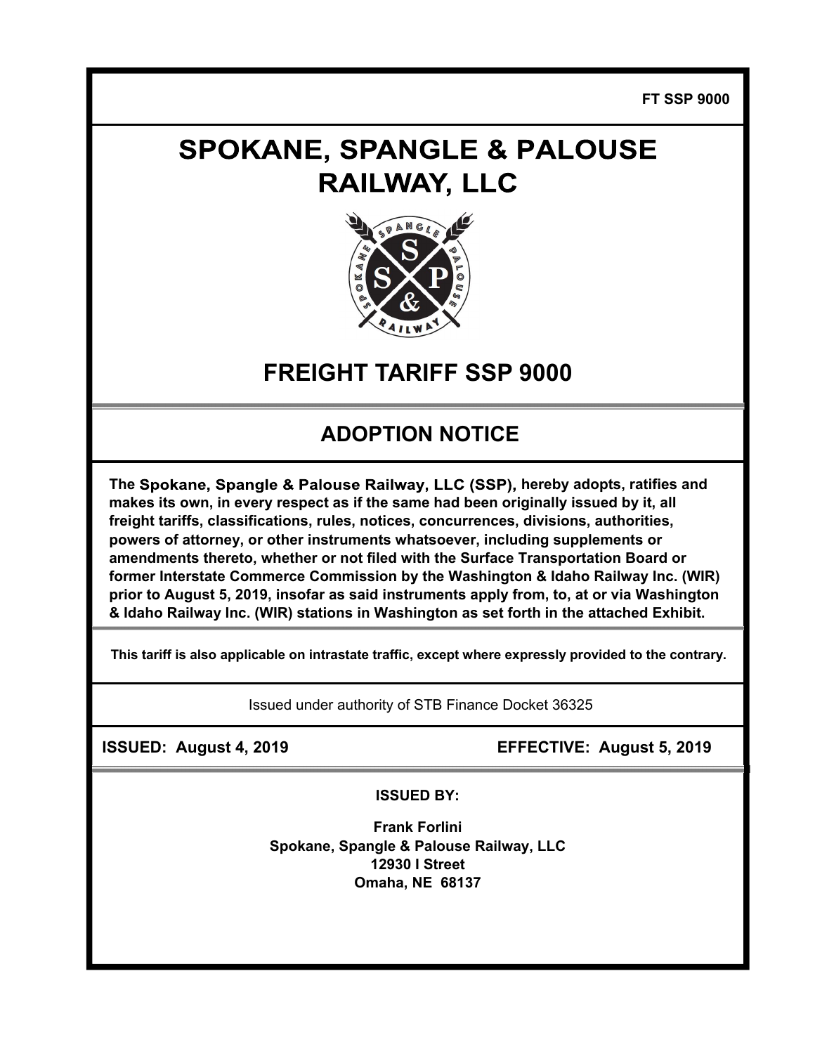FT SSP 9000

# SPOKANE, SPANGLE & PALOUSE RAILWAY, LLC

## FREIGHT TARIFF SSP 9000

## ADOPTION NOTICE

**The Spokane, Spangle & Palouse Railway, LLC (SSP), hereby adopts, ratifies and makes its own, in every respect as if the same had been originally issued by it, all freight tariffs, classifications, rules, notices, concurrences, divisions, authorities, powers of attorney, or other instruments whatsoever, including supplements or amendments thereto, whether or not filed with the Surface Transportation Board or former Interstate Commerce Commission by the Washington & Idaho Railway Inc. (WIR) prior to August 5, 2019, insofar as said instruments apply from, to, at or via Washington & Idaho Railway Inc. (WIR) stations in Washington as set forth in the attached Exhibit.**

**This tariff is also applicable on intrastate traffic, except where expressly provided to the contrary.**

Issued under authority of STB Finance Docket 36325

**ISSUED: August 4, 2019** **EFFECTIVE: August 5, 2019**

**ISSUED BY:**

**Frank Forlini**
**Spokane, Spangle & Palouse Railway, LLC**
**12930 I Street**
**Omaha, NE 68137**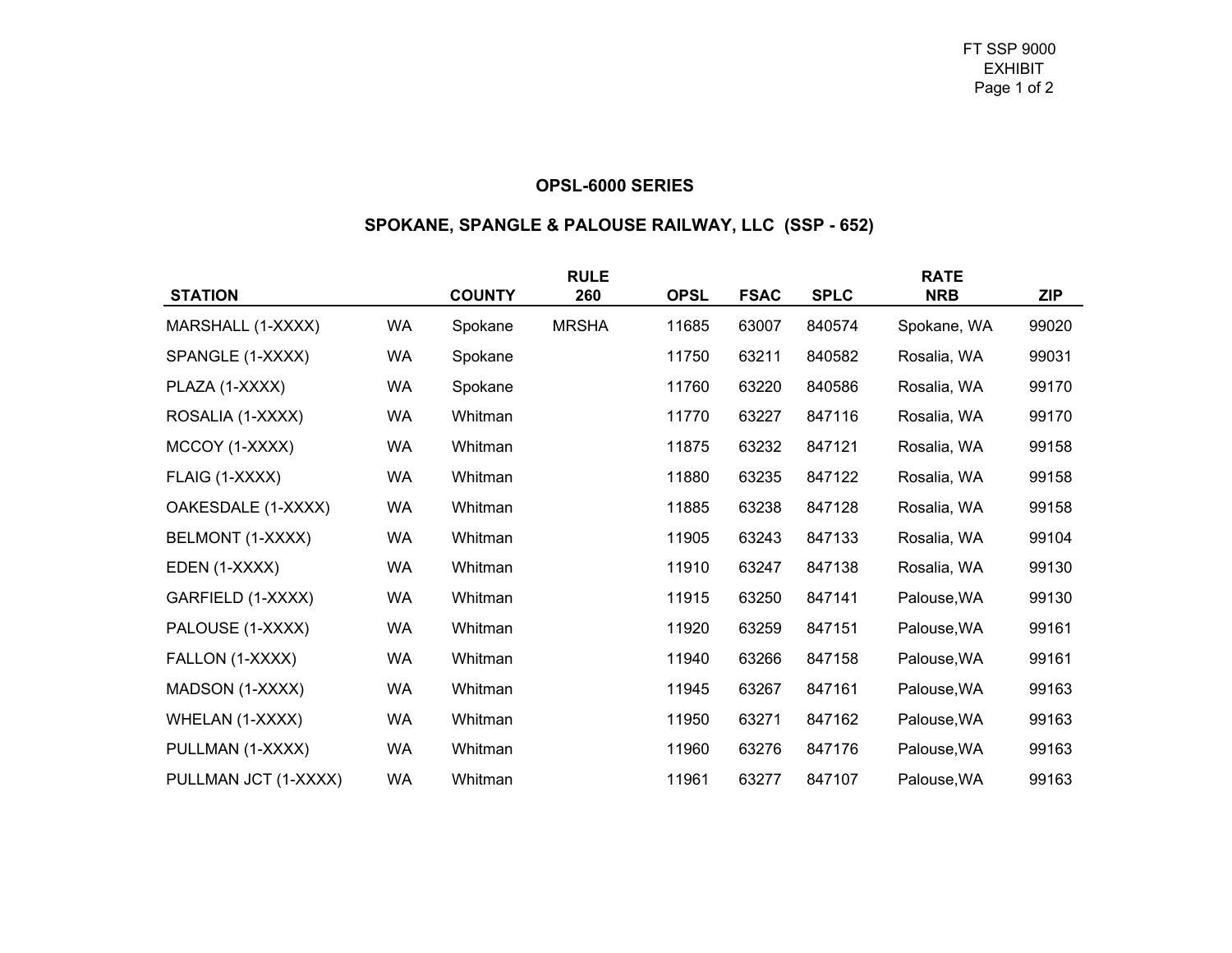## OPSL-6000 SERIES

## SPOKANE, SPANGLE & PALOUSE RAILWAY, LLC (SSP - 652)

| STATION | | COUNTY | RULE 260 | OPSL | FSAC | SPLC | RATE NRB | ZIP |
|---|---|---|---|---|---|---|---|---|
| MARSHALL (1-XXXX) | WA | Spokane | MRSHA | 11685 | 63007 | 840574 | Spokane, WA | 99020 |
| SPANGLE (1-XXXX) | WA | Spokane | | 11750 | 63211 | 840582 | Rosalia, WA | 99031 |
| PLAZA (1-XXXX) | WA | Spokane | | 11760 | 63220 | 840586 | Rosalia, WA | 99170 |
| ROSALIA (1-XXXX) | WA | Whitman | | 11770 | 63227 | 847116 | Rosalia, WA | 99170 |
| MCCOY (1-XXXX) | WA | Whitman | | 11875 | 63232 | 847121 | Rosalia, WA | 99158 |
| FLAIG (1-XXXX) | WA | Whitman | | 11880 | 63235 | 847122 | Rosalia, WA | 99158 |
| OAKESDALE (1-XXXX) | WA | Whitman | | 11885 | 63238 | 847128 | Rosalia, WA | 99158 |
| BELMONT (1-XXXX) | WA | Whitman | | 11905 | 63243 | 847133 | Rosalia, WA | 99104 |
| EDEN (1-XXXX) | WA | Whitman | | 11910 | 63247 | 847138 | Rosalia, WA | 99130 |
| GARFIELD (1-XXXX) | WA | Whitman | | 11915 | 63250 | 847141 | Palouse,WA | 99130 |
| PALOUSE (1-XXXX) | WA | Whitman | | 11920 | 63259 | 847151 | Palouse,WA | 99161 |
| FALLON (1-XXXX) | WA | Whitman | | 11940 | 63266 | 847158 | Palouse,WA | 99161 |
| MADSON (1-XXXX) | WA | Whitman | | 11945 | 63267 | 847161 | Palouse,WA | 99163 |
| WHELAN (1-XXXX) | WA | Whitman | | 11950 | 63271 | 847162 | Palouse,WA | 99163 |
| PULLMAN (1-XXXX) | WA | Whitman | | 11960 | 63276 | 847176 | Palouse,WA | 99163 |
| PULLMAN JCT (1-XXXX) | WA | Whitman | | 11961 | 63277 | 847107 | Palouse,WA | 99163 |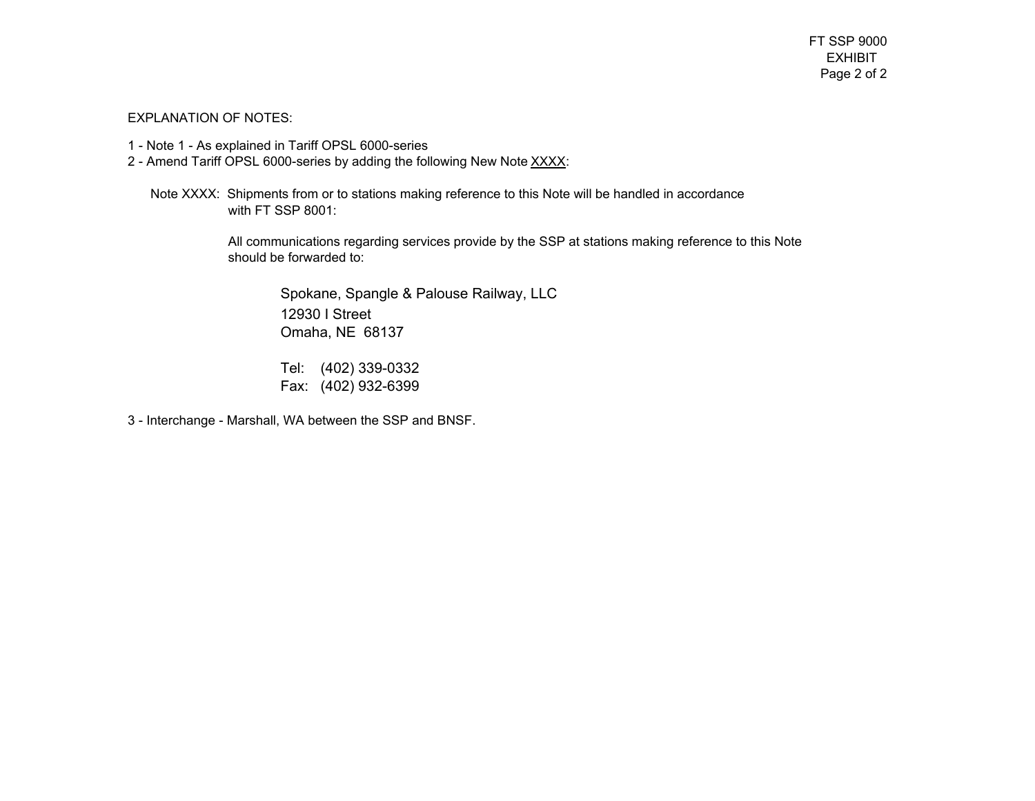EXPLANATION OF NOTES:

1 - Note 1 - As explained in Tariff OPSL 6000-series
2 - Amend Tariff OPSL 6000-series by adding the following New Note XXXX:

Note XXXX: Shipments from or to stations making reference to this Note will be handled in accordance with FT SSP 8001:

All communications regarding services provide by the SSP at stations making reference to this Note should be forwarded to:

Spokane, Spangle & Palouse Railway, LLC
12930 I Street
Omaha, NE 68137

Tel: (402) 339-0332
Fax: (402) 932-6399

3 - Interchange - Marshall, WA between the SSP and BNSF.